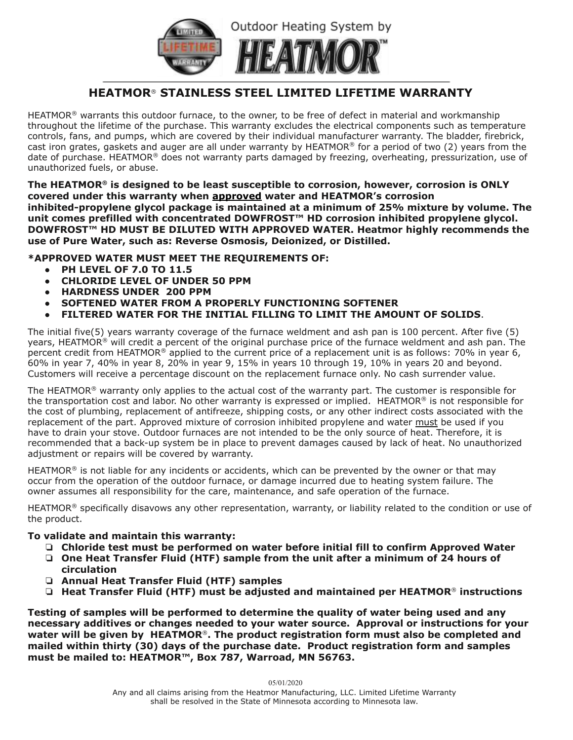Outdoor Heating System by HEATMOR™

## HEATMOR® STAINLESS STEEL LIMITED LIFETIME WARRANTY

HEATMOR® warrants this outdoor furnace, to the owner, to be free of defect in material and workmanship throughout the lifetime of the purchase. This warranty excludes the electrical components such as temperature controls, fans, and pumps, which are covered by their individual manufacturer warranty. The bladder, firebrick, cast iron grates, gaskets and auger are all under warranty by HEATMOR® for a period of two (2) years from the date of purchase. HEATMOR® does not warranty parts damaged by freezing, overheating, pressurization, use of unauthorized fuels, or abuse.

**The HEATMOR® is designed to be least susceptible to corrosion, however, corrosion is ONLY covered under this warranty when <u>approved</u> water and HEATMOR's corrosion inhibited-propylene glycol package is maintained at a minimum of 25% mixture by volume. The unit comes prefilled with concentrated DOWFROST™ HD corrosion inhibited propylene glycol. DOWFROST™ HD MUST BE DILUTED WITH APPROVED WATER. Heatmor highly recommends the use of Pure Water, such as: Reverse Osmosis, Deionized, or Distilled.**

**\*APPROVED WATER MUST MEET THE REQUIREMENTS OF:**

- **PH LEVEL OF 7.0 TO 11.5**
- **CHLORIDE LEVEL OF UNDER 50 PPM**
- **HARDNESS UNDER 200 PPM**
- **SOFTENED WATER FROM A PROPERLY FUNCTIONING SOFTENER**
- **FILTERED WATER FOR THE INITIAL FILLING TO LIMIT THE AMOUNT OF SOLIDS**.

The initial five(5) years warranty coverage of the furnace weldment and ash pan is 100 percent. After five (5) years, HEATMOR® will credit a percent of the original purchase price of the furnace weldment and ash pan. The percent credit from HEATMOR® applied to the current price of a replacement unit is as follows: 70% in year 6, 60% in year 7, 40% in year 8, 20% in year 9, 15% in years 10 through 19, 10% in years 20 and beyond. Customers will receive a percentage discount on the replacement furnace only. No cash surrender value.

The HEATMOR® warranty only applies to the actual cost of the warranty part. The customer is responsible for the transportation cost and labor. No other warranty is expressed or implied. HEATMOR® is not responsible for the cost of plumbing, replacement of antifreeze, shipping costs, or any other indirect costs associated with the replacement of the part. Approved mixture of corrosion inhibited propylene and water <u>must</u> be used if you have to drain your stove. Outdoor furnaces are not intended to be the only source of heat. Therefore, it is recommended that a back-up system be in place to prevent damages caused by lack of heat. No unauthorized adjustment or repairs will be covered by warranty.

HEATMOR® is not liable for any incidents or accidents, which can be prevented by the owner or that may occur from the operation of the outdoor furnace, or damage incurred due to heating system failure. The owner assumes all responsibility for the care, maintenance, and safe operation of the furnace.

HEATMOR® specifically disavows any other representation, warranty, or liability related to the condition or use of the product.

**To validate and maintain this warranty:**

- ❑ **Chloride test must be performed on water before initial fill to confirm Approved Water**
- ❑ **One Heat Transfer Fluid (HTF) sample from the unit after a minimum of 24 hours of circulation**
- ❑ **Annual Heat Transfer Fluid (HTF) samples**
- ❑ **Heat Transfer Fluid (HTF) must be adjusted and maintained per HEATMOR® instructions**

**Testing of samples will be performed to determine the quality of water being used and any necessary additives or changes needed to your water source. Approval or instructions for your water will be given by HEATMOR®. The product registration form must also be completed and mailed within thirty (30) days of the purchase date. Product registration form and samples must be mailed to: HEATMOR™, Box 787, Warroad, MN 56763.**

05/01/2020

Any and all claims arising from the Heatmor Manufacturing, LLC. Limited Lifetime Warranty shall be resolved in the State of Minnesota according to Minnesota law.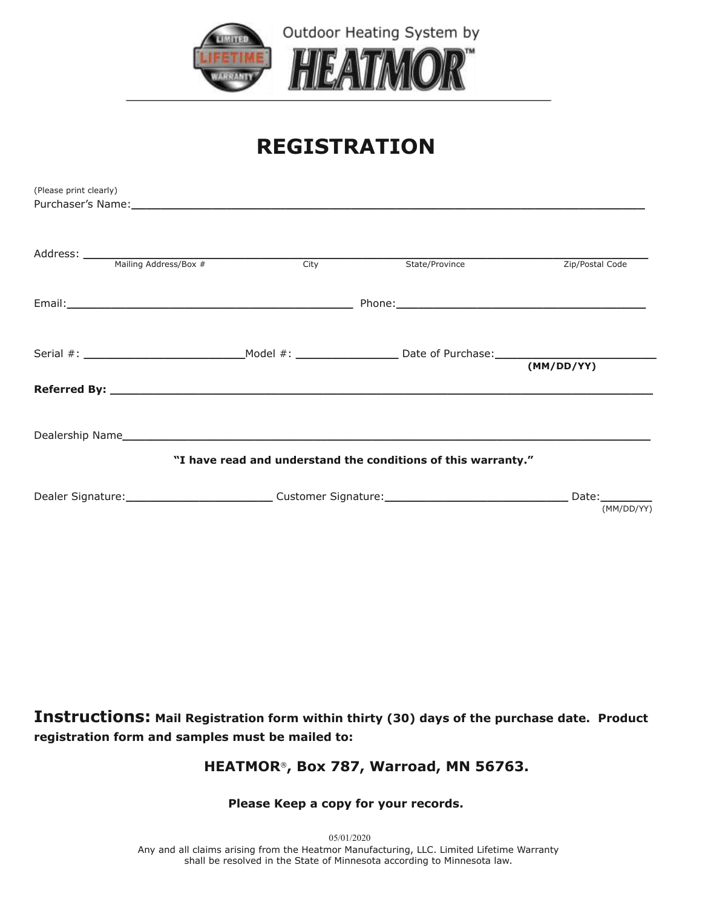Outdoor Heating System by HEATMOR™

LIMITED LIFETIME WARRANTY

# REGISTRATION

(Please print clearly)

Purchaser's Name:\_\_\_\_\_\_\_\_\_\_\_\_\_\_\_\_\_\_\_\_\_\_\_\_\_\_\_\_\_\_\_\_\_\_\_\_\_\_\_\_\_\_\_\_\_\_\_\_\_\_\_\_

Address: \_\_\_\_\_\_\_\_\_\_\_\_\_\_\_\_\_\_\_\_\_\_\_\_\_\_\_\_\_\_\_\_\_\_\_\_\_\_\_\_\_\_\_\_\_\_\_\_\_\_\_\_

Mailing Address/Box # &nbsp;&nbsp; City &nbsp;&nbsp; State/Province &nbsp;&nbsp; Zip/Postal Code

Email:\_\_\_\_\_\_\_\_\_\_\_\_\_\_\_\_\_\_\_\_\_\_\_\_\_\_\_\_ Phone:\_\_\_\_\_\_\_\_\_\_\_\_\_\_\_\_\_\_\_\_\_\_\_\_

Serial #: \_\_\_\_\_\_\_\_\_\_\_\_\_\_\_\_Model #: \_\_\_\_\_\_\_\_\_\_ Date of Purchase:\_\_\_\_\_\_\_\_\_\_\_\_\_\_\_\_
**(MM/DD/YY)**

**Referred By:** \_\_\_\_\_\_\_\_\_\_\_\_\_\_\_\_\_\_\_\_\_\_\_\_\_\_\_\_\_\_\_\_\_\_\_\_\_\_\_\_\_\_\_\_\_\_\_\_\_\_\_\_

Dealership Name\_\_\_\_\_\_\_\_\_\_\_\_\_\_\_\_\_\_\_\_\_\_\_\_\_\_\_\_\_\_\_\_\_\_\_\_\_\_\_\_\_\_\_\_\_\_\_\_\_\_\_\_

**"I have read and understand the conditions of this warranty."**

Dealer Signature:\_\_\_\_\_\_\_\_\_\_\_\_\_\_ Customer Signature:\_\_\_\_\_\_\_\_\_\_\_\_\_\_\_\_\_\_ Date:\_\_\_\_\_\_\_
(MM/DD/YY)

**Instructions: Mail Registration form within thirty (30) days of the purchase date. Product registration form and samples must be mailed to:**

**HEATMOR®, Box 787, Warroad, MN 56763.**

**Please Keep a copy for your records.**

05/01/2020

Any and all claims arising from the Heatmor Manufacturing, LLC. Limited Lifetime Warranty shall be resolved in the State of Minnesota according to Minnesota law.